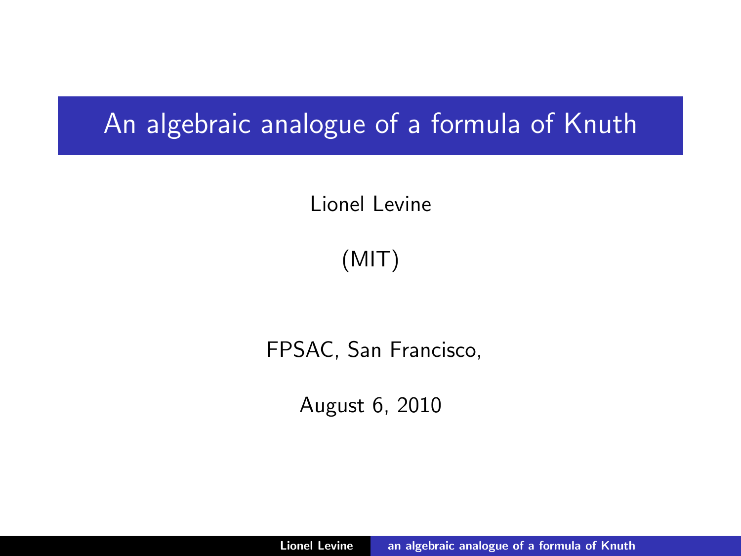# An algebraic analogue of a formula of Knuth

Lionel Levine

(MIT)

FPSAC, San Francisco,

August 6, 2010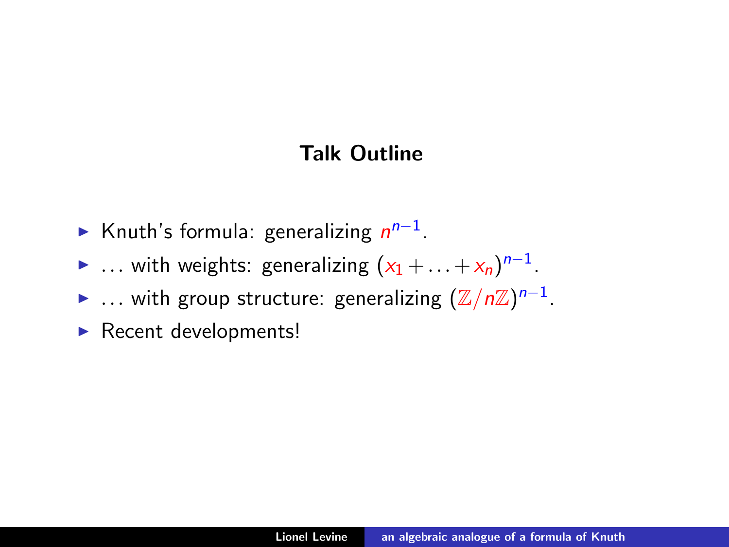## Talk Outline

- Knuth's formula: generalizing $n^{n-1}$.
- ... with weights: generalizing $(x_1 + \ldots + x_n)^{n-1}$.
- ... with group structure: generalizing $(\mathbb{Z}/n\mathbb{Z})^{n-1}$.
- Recent developments!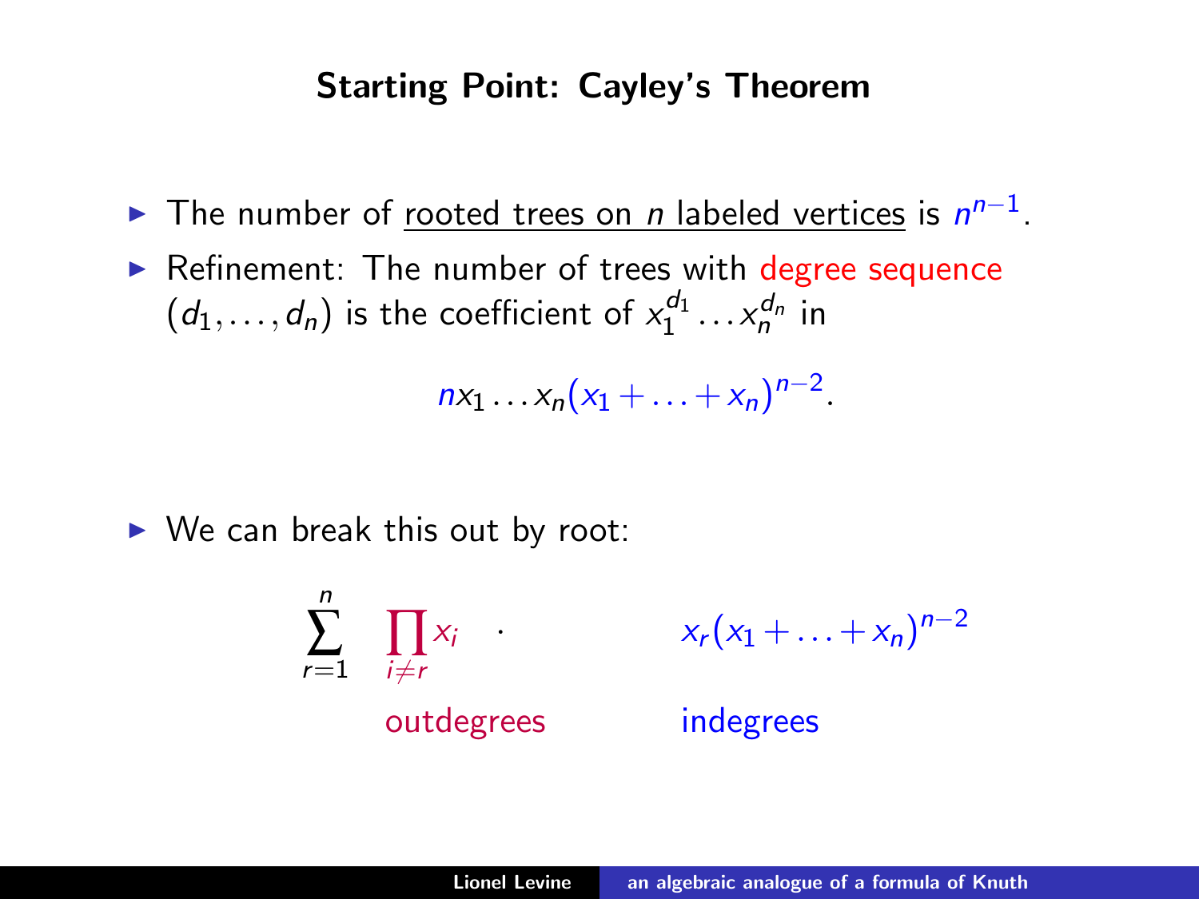# Starting Point: Cayley's Theorem

- The number of rooted trees on $n$ labeled vertices is $n^{n-1}$.
- Refinement: The number of trees with degree sequence $(d_1, \ldots, d_n)$ is the coefficient of $x_1^{d_1} \ldots x_n^{d_n}$ in

$$nx_1 \ldots x_n(x_1 + \ldots + x_n)^{n-2}.$$

- We can break this out by root:

$$\sum_{r=1}^{n} \prod_{i \neq r} x_i \quad \cdot \quad x_r(x_1 + \ldots + x_n)^{n-2}$$

outdegrees &nbsp;&nbsp;&nbsp;&nbsp;&nbsp;&nbsp;&nbsp;&nbsp; indegrees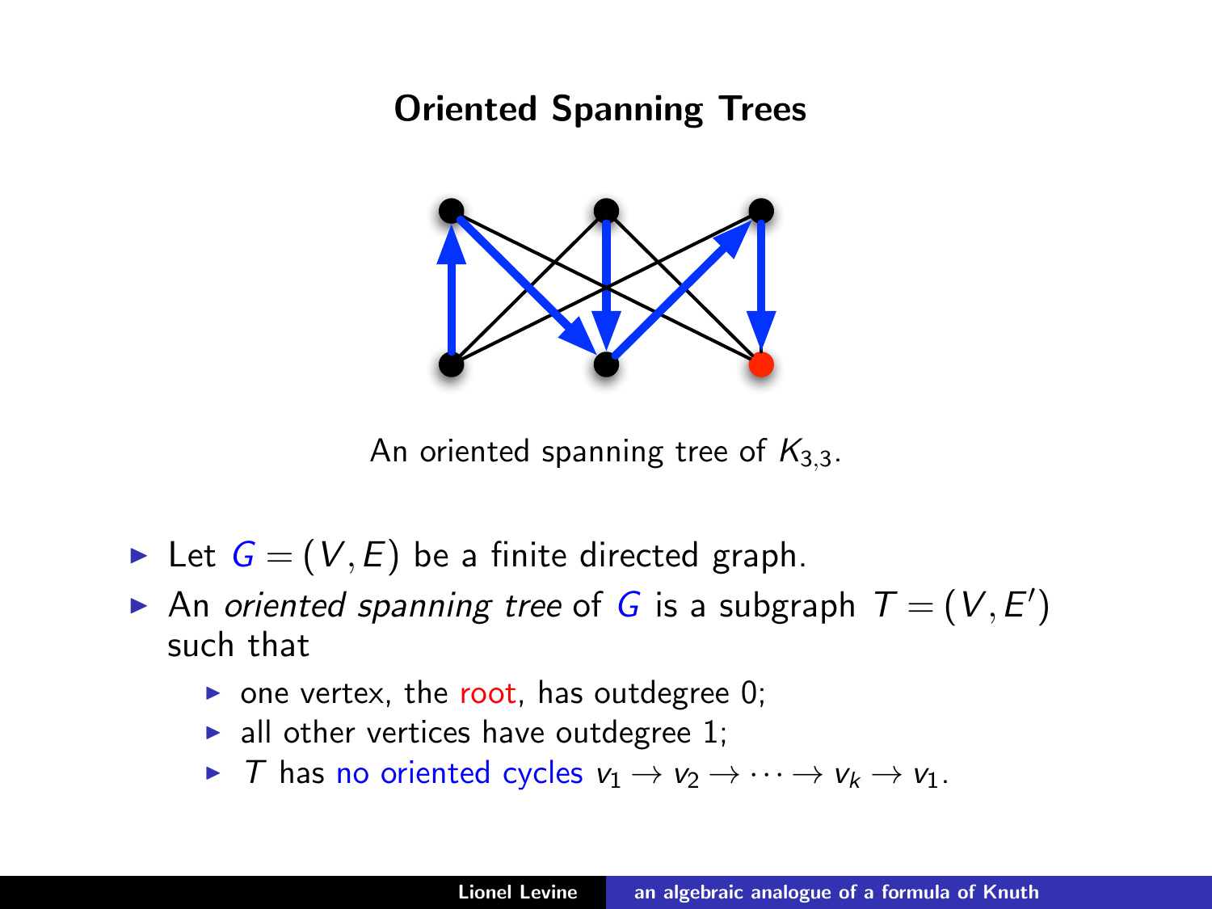# Oriented Spanning Trees

An oriented spanning tree of $K_{3,3}$.

- Let $G = (V, E)$ be a finite directed graph.
- An *oriented spanning tree* of $G$ is a subgraph $T = (V, E')$ such that
  - one vertex, the root, has outdegree 0;
  - all other vertices have outdegree 1;
  - $T$ has no oriented cycles $v_1 \to v_2 \to \cdots \to v_k \to v_1$.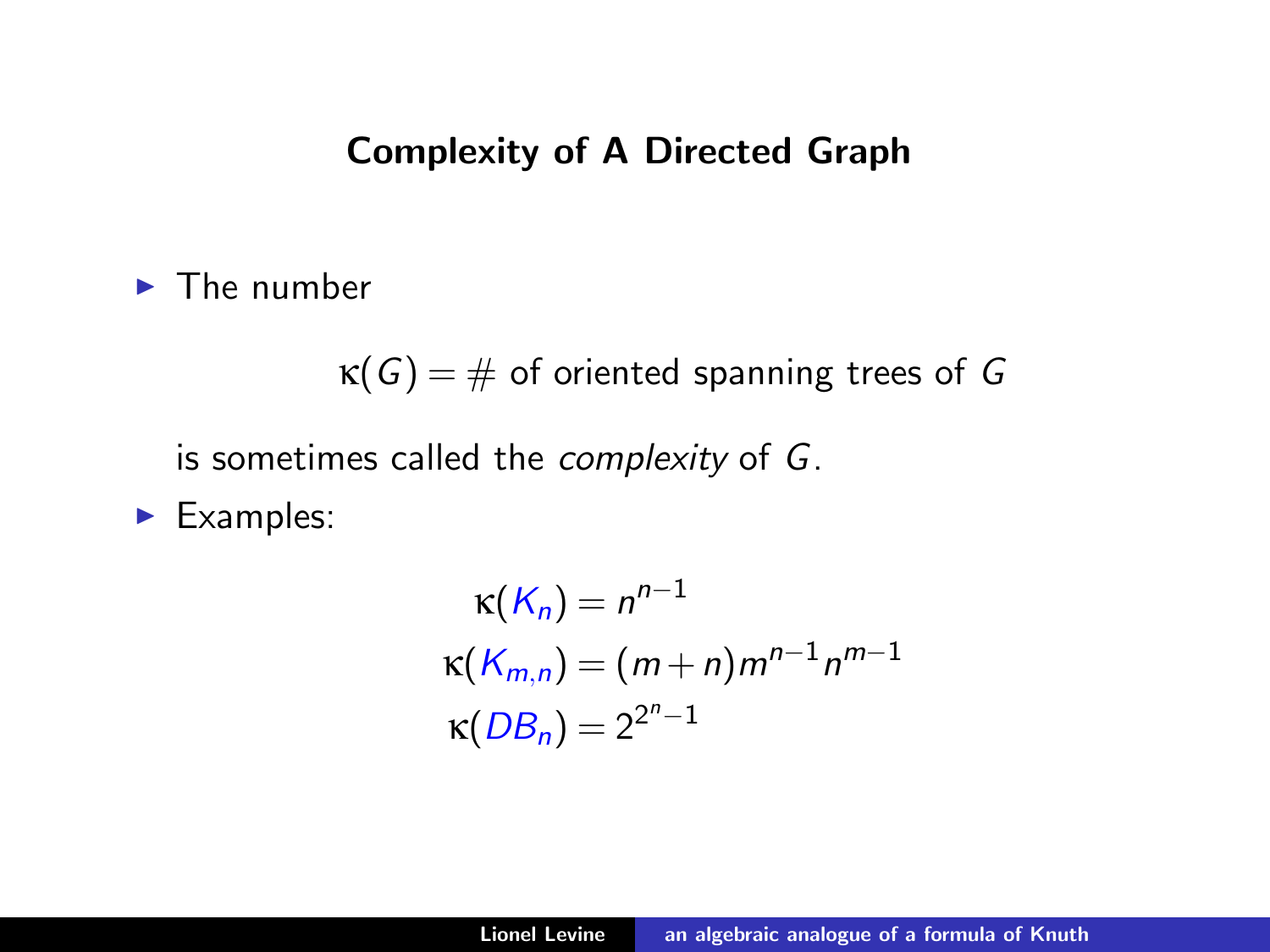## Complexity of A Directed Graph

- The number

$$\kappa(G) = \#\text{ of oriented spanning trees of } G$$

  is sometimes called the *complexity* of $G$.

- Examples:

$$\begin{aligned}
\kappa(K_n) &= n^{n-1} \\
\kappa(K_{m,n}) &= (m+n)m^{n-1}n^{m-1} \\
\kappa(DB_n) &= 2^{2^n-1}
\end{aligned}$$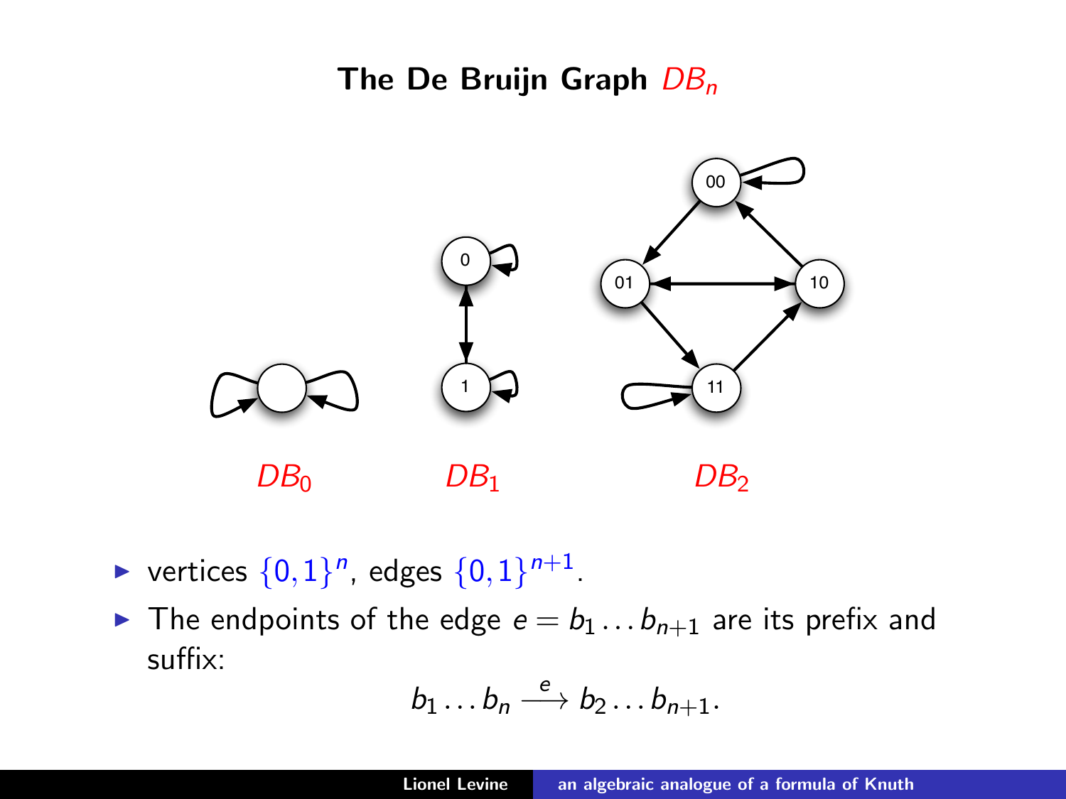# The De Bruijn Graph $DB_n$

$DB_0$ $DB_1$ $DB_2$

- vertices $\{0,1\}^n$, edges $\{0,1\}^{n+1}$.
- The endpoints of the edge $e = b_1 \ldots b_{n+1}$ are its prefix and suffix:

$$b_1 \ldots b_n \xrightarrow{e} b_2 \ldots b_{n+1}.$$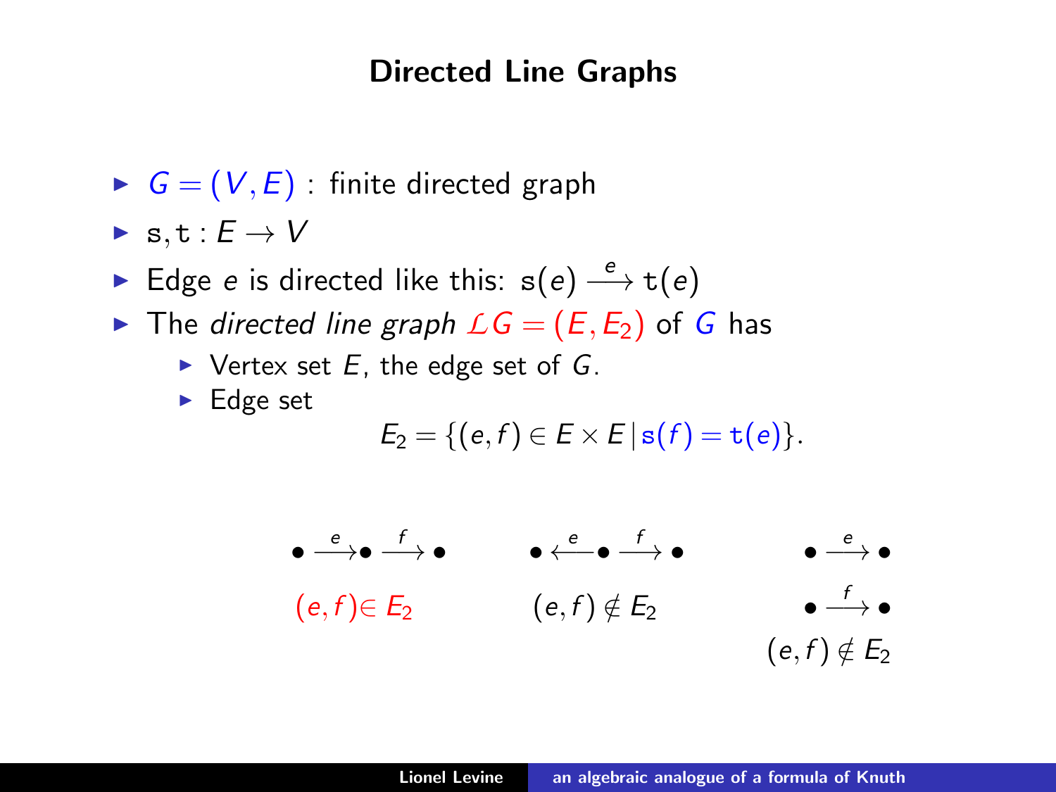# Directed Line Graphs

- $G = (V, E)$ : finite directed graph
- $\mathtt{s}, \mathtt{t} : E \to V$
- Edge $e$ is directed like this: $\mathtt{s}(e) \xrightarrow{e} \mathtt{t}(e)$
- The *directed line graph* $\mathcal{L}G = (E, E_2)$ of $G$ has
  - Vertex set $E$, the edge set of $G$.
  - Edge set

$$E_2 = \{(e,f) \in E \times E \,|\, \mathtt{s}(f) = \mathtt{t}(e)\}.$$

$$\bullet \xrightarrow{e} \bullet \xrightarrow{f} \bullet \qquad \bullet \xleftarrow{e} \bullet \xrightarrow{f} \bullet \qquad \begin{array}{c} \bullet \xrightarrow{e} \bullet \\ \bullet \xrightarrow{f} \bullet \end{array}$$

$(e,f) \in E_2$ $\qquad$ $(e,f) \notin E_2$ $\qquad$ $(e,f) \notin E_2$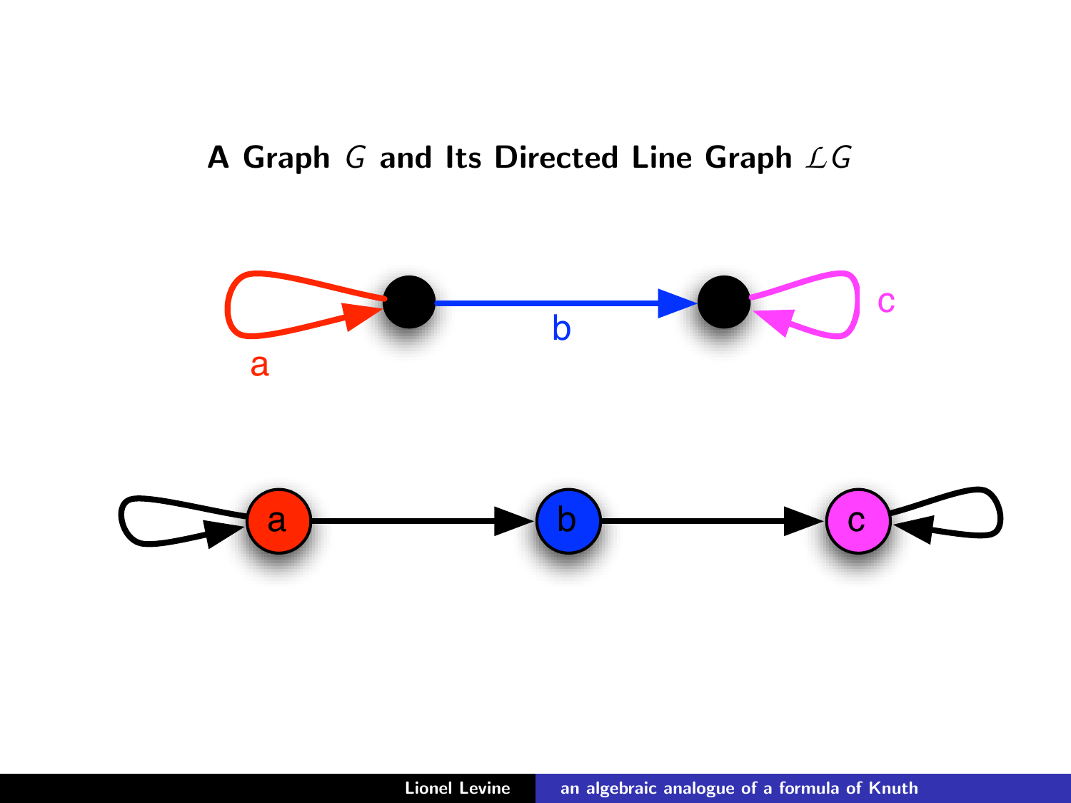## A Graph $G$ and Its Directed Line Graph $\mathcal{L}G$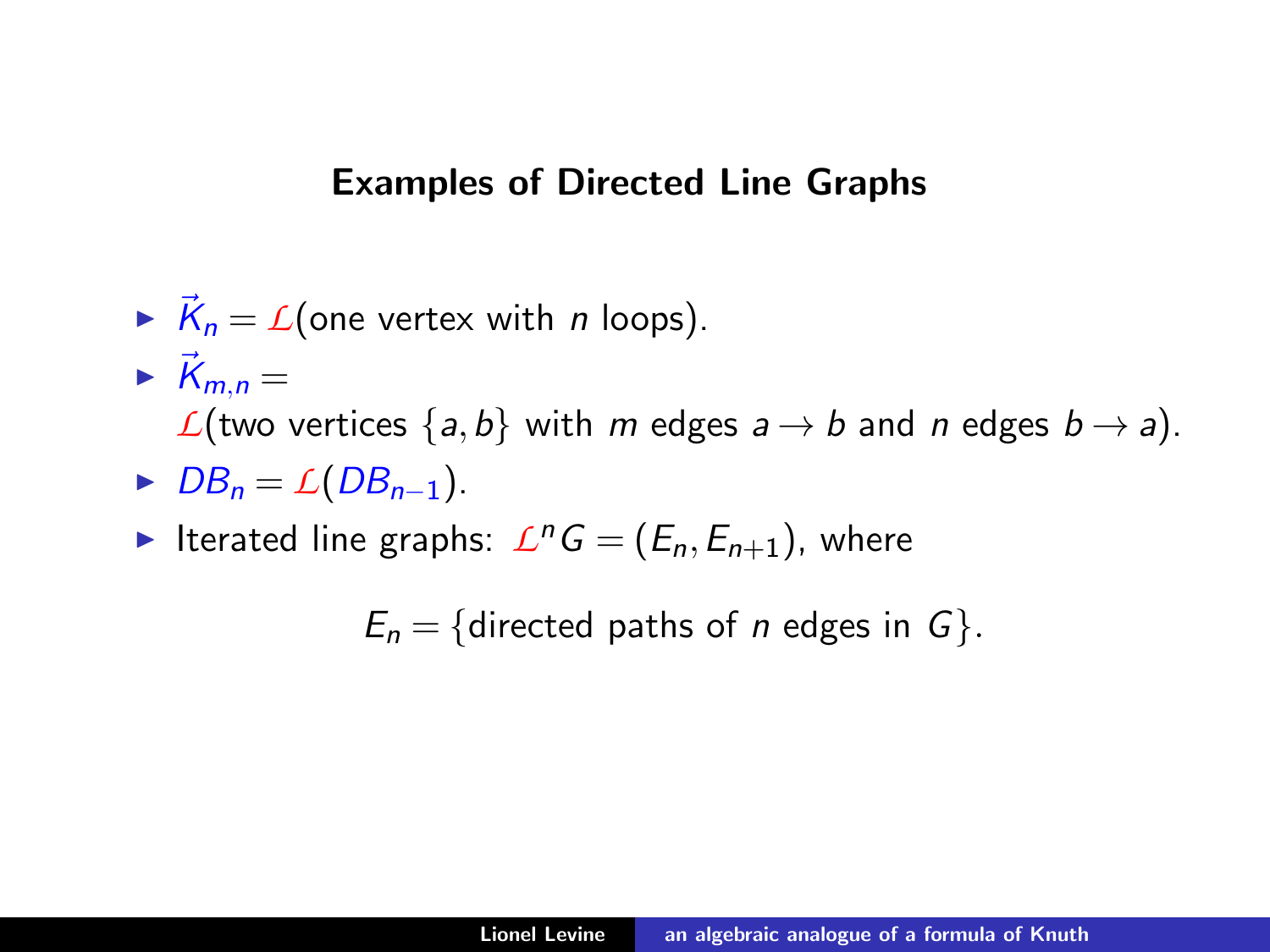## Examples of Directed Line Graphs

- $\vec{K}_n = \mathcal{L}(\text{one vertex with } n \text{ loops})$.
- $\vec{K}_{m,n} =$
  $\mathcal{L}(\text{two vertices } \{a, b\} \text{ with } m \text{ edges } a \to b \text{ and } n \text{ edges } b \to a)$.
- $DB_n = \mathcal{L}(DB_{n-1})$.
- Iterated line graphs: $\mathcal{L}^n G = (E_n, E_{n+1})$, where

$$E_n = \{\text{directed paths of } n \text{ edges in } G\}.$$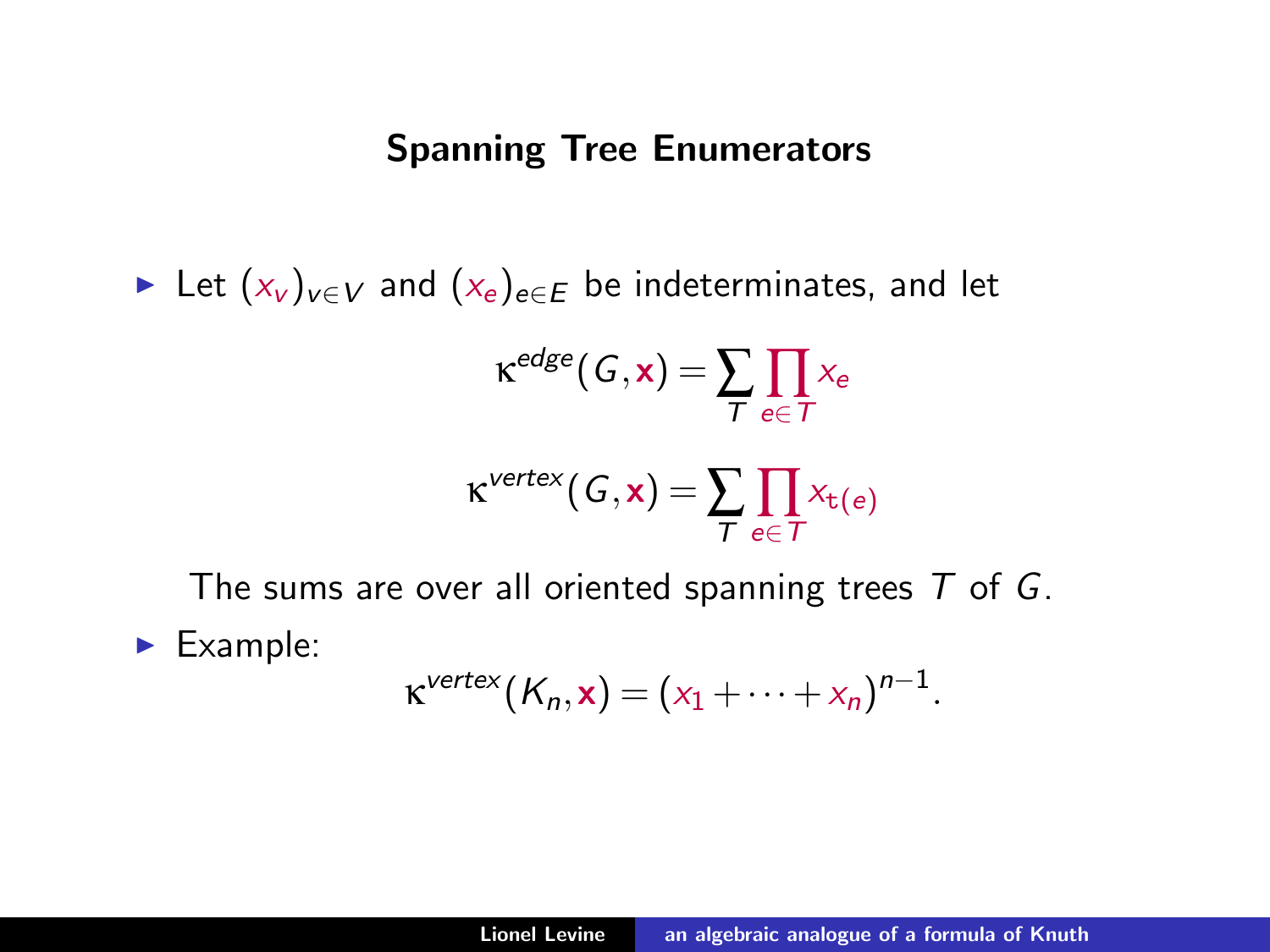## Spanning Tree Enumerators

- Let $(x_v)_{v \in V}$ and $(x_e)_{e \in E}$ be indeterminates, and let

$$\kappa^{edge}(G, \mathbf{x}) = \sum_T \prod_{e \in T} x_e$$

$$\kappa^{vertex}(G, \mathbf{x}) = \sum_T \prod_{e \in T} x_{\mathtt{t}(e)}$$

  The sums are over all oriented spanning trees $T$ of $G$.

- Example:

$$\kappa^{vertex}(K_n, \mathbf{x}) = (x_1 + \cdots + x_n)^{n-1}.$$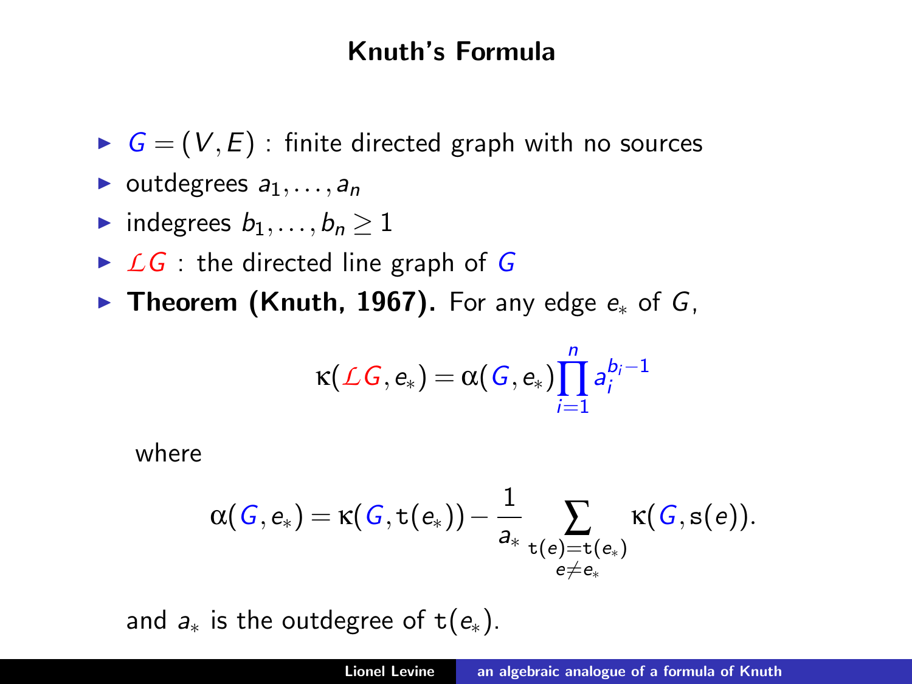# Knuth's Formula

- $G = (V, E)$ : finite directed graph with no sources
- outdegrees $a_1, \ldots, a_n$
- indegrees $b_1, \ldots, b_n \geq 1$
- $\mathcal{L}G$ : the directed line graph of $G$
- **Theorem (Knuth, 1967).** For any edge $e_*$ of $G$,

$$\kappa(\mathcal{L}G, e_*) = \alpha(G, e_*) \prod_{i=1}^{n} a_i^{b_i - 1}$$

where

$$\alpha(G, e_*) = \kappa(G, \mathtt{t}(e_*)) - \frac{1}{a_*} \sum_{\substack{\mathtt{t}(e) = \mathtt{t}(e_*) \\ e \neq e_*}} \kappa(G, \mathtt{s}(e)).$$

and $a_*$ is the outdegree of $\mathtt{t}(e_*)$.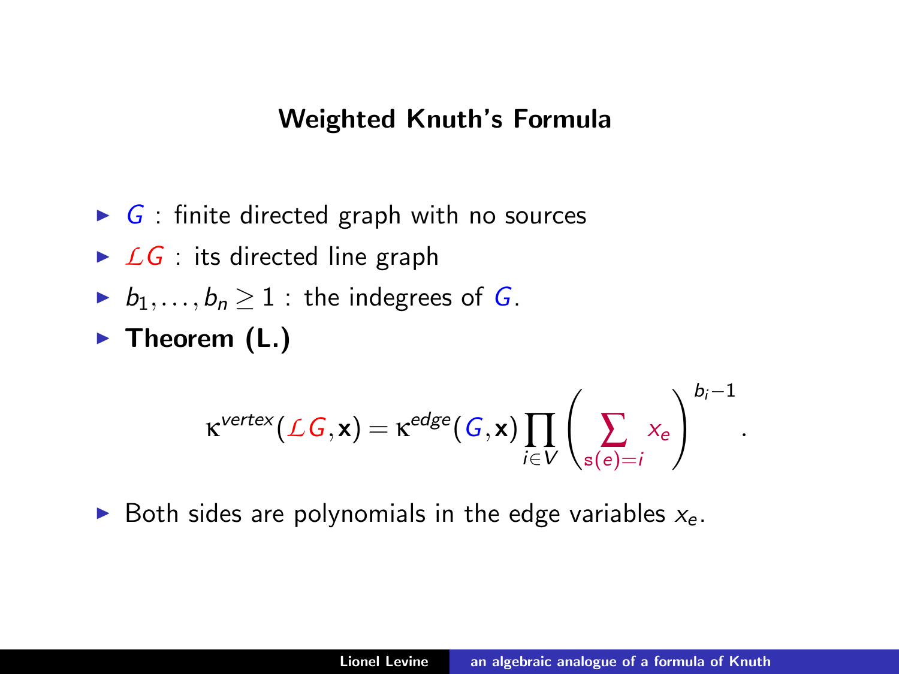## Weighted Knuth's Formula

- $G$ : finite directed graph with no sources
- $\mathcal{L}G$ : its directed line graph
- $b_1, \ldots, b_n \geq 1$ : the indegrees of $G$.
- **Theorem (L.)**

$$\kappa^{vertex}(\mathcal{L}G, \mathbf{x}) = \kappa^{edge}(G, \mathbf{x}) \prod_{i \in V} \left( \sum_{\mathrm{s}(e)=i} x_e \right)^{b_i - 1}.$$

- Both sides are polynomials in the edge variables $x_e$.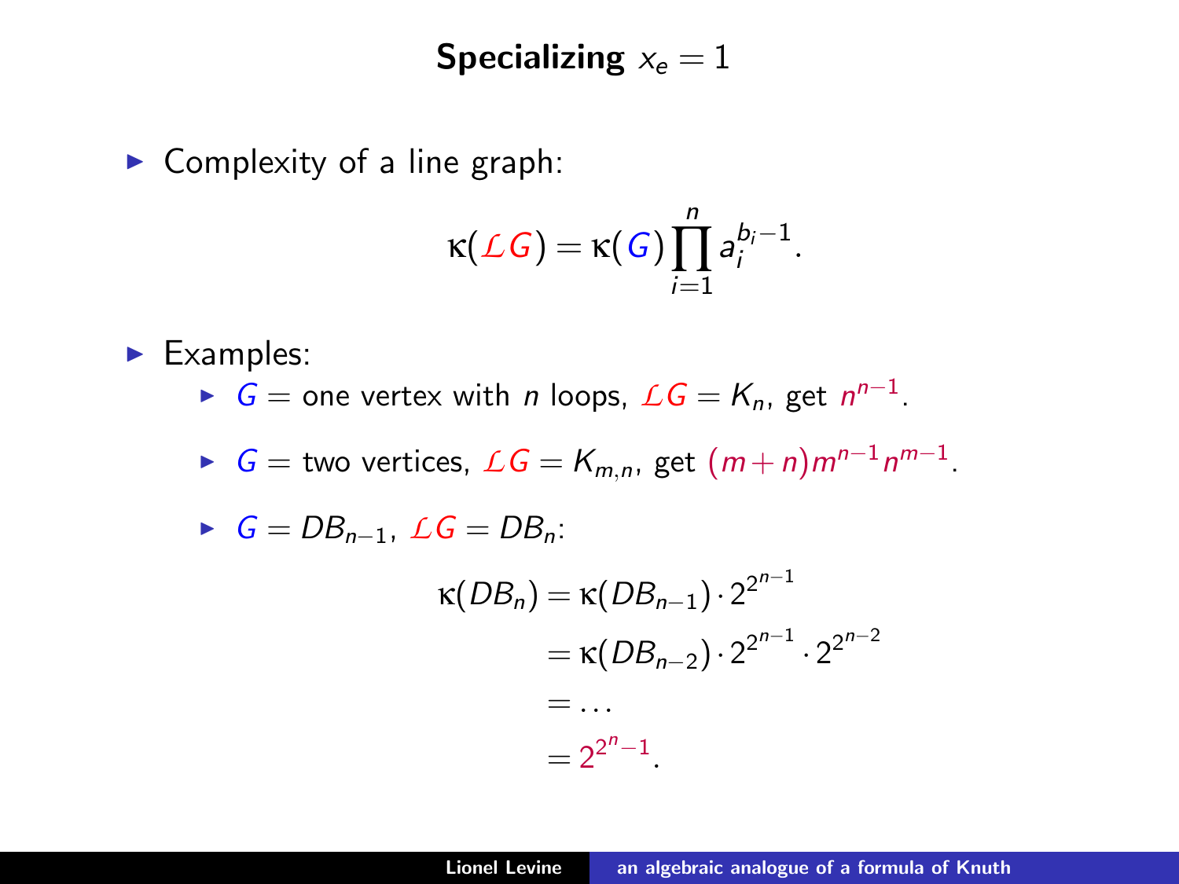# Specializing $x_e = 1$

- Complexity of a line graph:

$$\kappa(\mathcal{L}G) = \kappa(G) \prod_{i=1}^{n} a_i^{b_i - 1}.$$

- Examples:
  - $G =$ one vertex with $n$ loops, $\mathcal{L}G = K_n$, get $n^{n-1}$.
  - $G =$ two vertices, $\mathcal{L}G = K_{m,n}$, get $(m+n)m^{n-1}n^{m-1}$.
  - $G = DB_{n-1}$, $\mathcal{L}G = DB_n$:

$$\begin{aligned}
\kappa(DB_n) &= \kappa(DB_{n-1}) \cdot 2^{2^{n-1}} \\
&= \kappa(DB_{n-2}) \cdot 2^{2^{n-1}} \cdot 2^{2^{n-2}} \\
&= \ldots \\
&= 2^{2^n - 1}.
\end{aligned}$$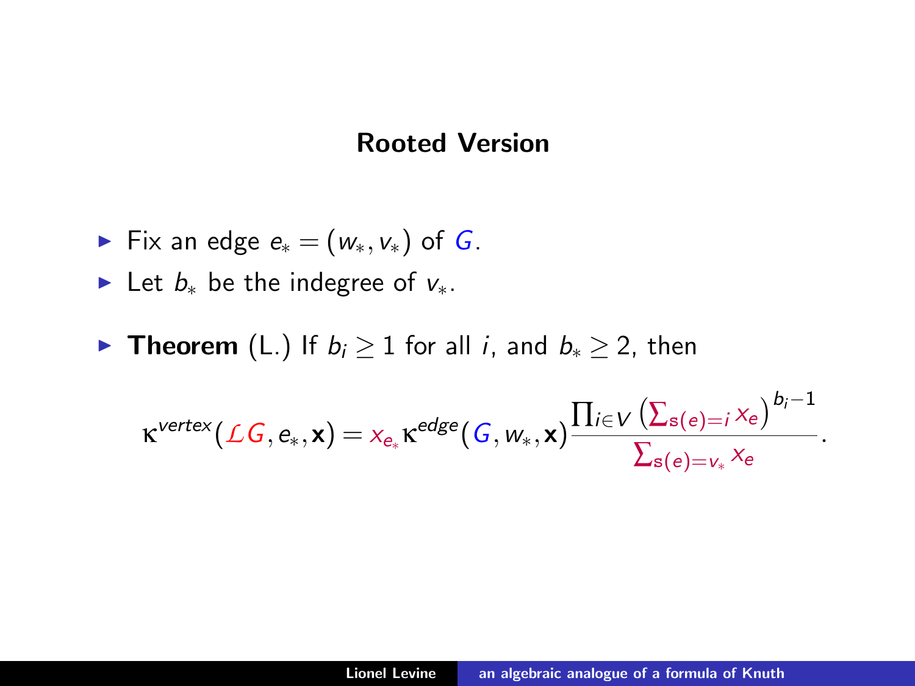## Rooted Version

- Fix an edge $e_* = (w_*, v_*)$ of $G$.
- Let $b_*$ be the indegree of $v_*$.
- **Theorem** (L.) If $b_i \geq 1$ for all $i$, and $b_* \geq 2$, then

$$\kappa^{vertex}(\mathcal{L}G, e_*, \mathbf{x}) = x_{e_*} \kappa^{edge}(G, w_*, \mathbf{x}) \frac{\prod_{i \in V} \left( \sum_{\mathrm{s}(e)=i} x_e \right)^{b_i - 1}}{\sum_{\mathrm{s}(e)=v_*} x_e}.$$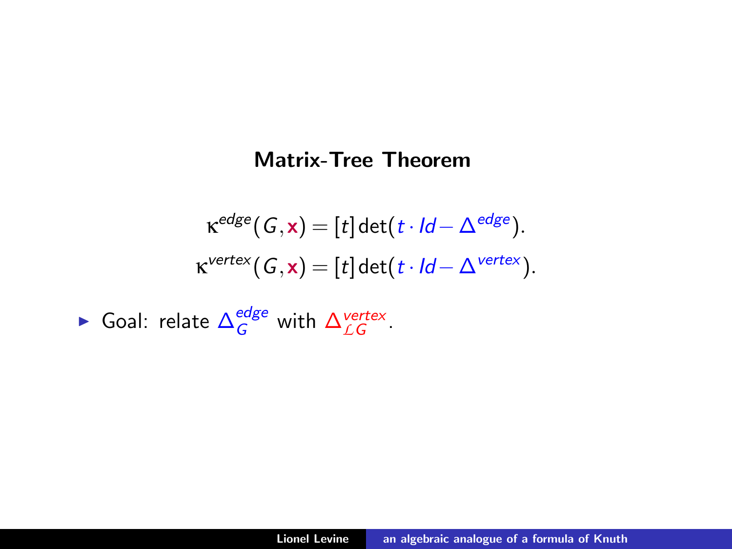## Matrix-Tree Theorem

$$\kappa^{edge}(G,\mathbf{x}) = [t]\det(t \cdot Id - \Delta^{edge}).$$

$$\kappa^{vertex}(G,\mathbf{x}) = [t]\det(t \cdot Id - \Delta^{vertex}).$$

- Goal: relate $\Delta_G^{edge}$ with $\Delta_{\mathcal{L}G}^{vertex}$.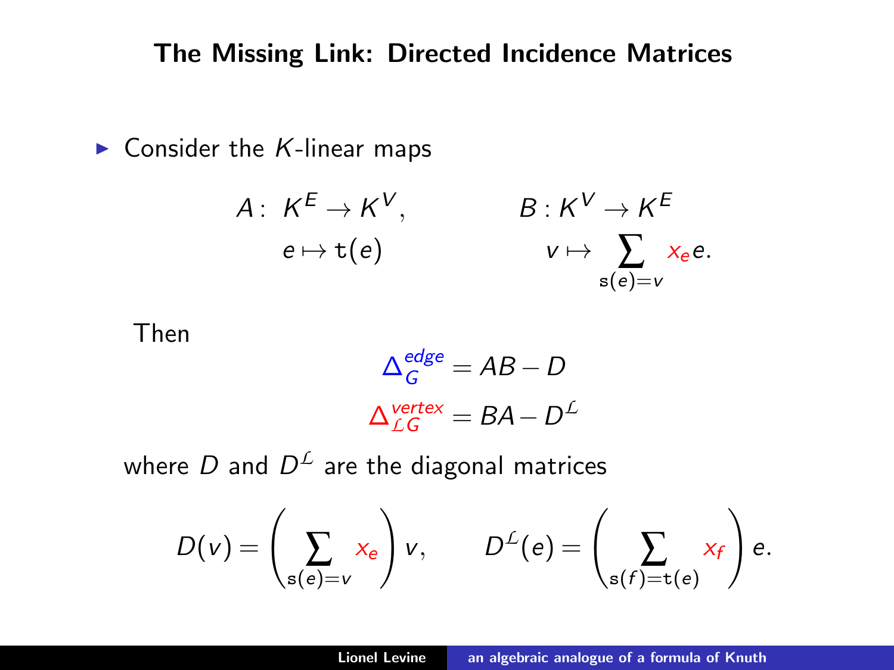## The Missing Link: Directed Incidence Matrices

- Consider the $K$-linear maps

$$A : \; K^E \to K^V, \qquad\qquad B : K^V \to K^E$$

$$e \mapsto \mathtt{t}(e) \qquad\qquad v \mapsto \sum_{\mathtt{s}(e)=v} x_e e.$$

Then

$$\Delta_G^{edge} = AB - D$$

$$\Delta_{\mathcal{L}G}^{vertex} = BA - D^{\mathcal{L}}$$

where $D$ and $D^{\mathcal{L}}$ are the diagonal matrices

$$D(v) = \left( \sum_{\mathtt{s}(e)=v} x_e \right) v, \qquad D^{\mathcal{L}}(e) = \left( \sum_{\mathtt{s}(f)=\mathtt{t}(e)} x_f \right) e.$$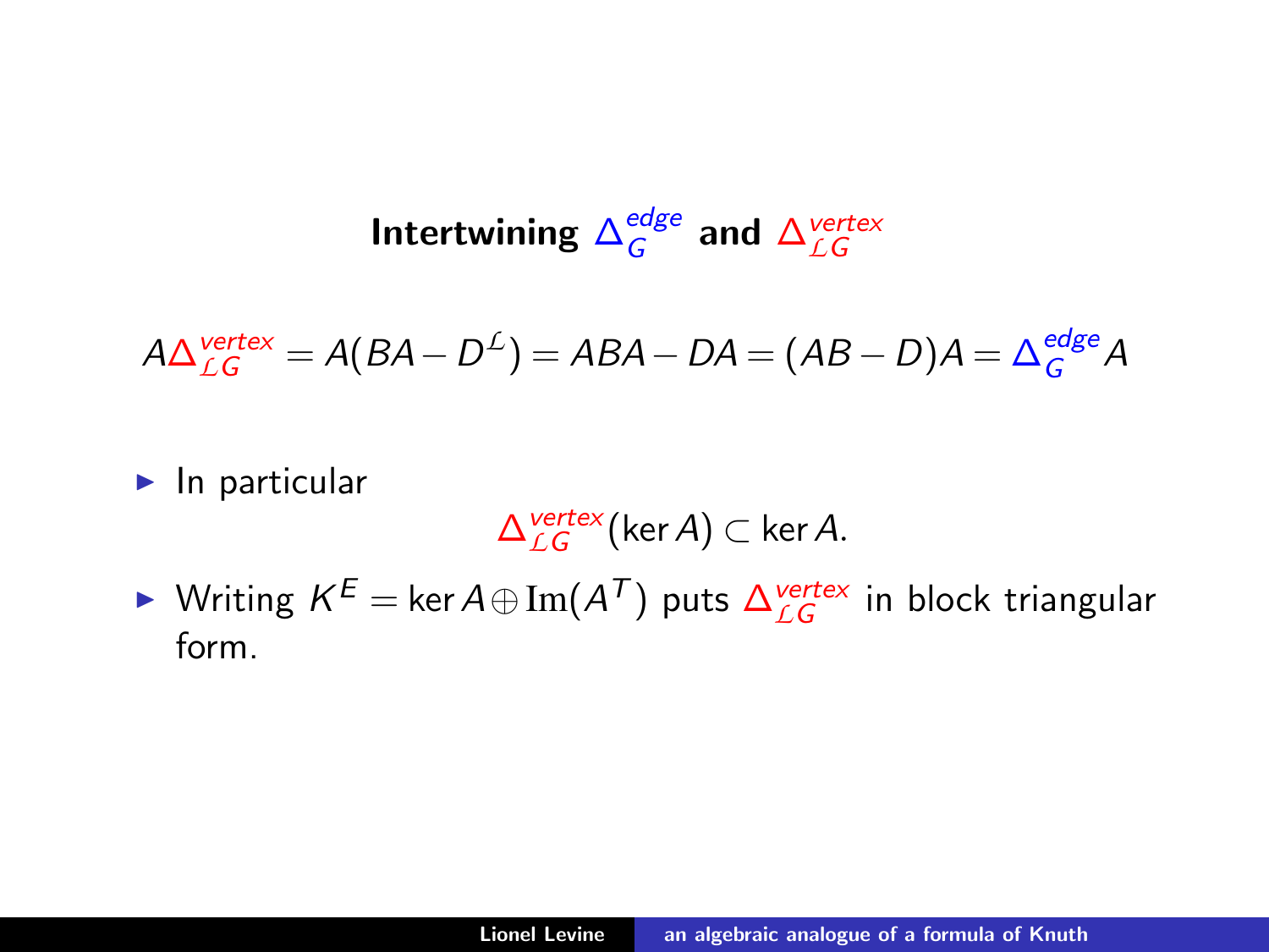# Intertwining $\Delta_G^{edge}$ and $\Delta_{\mathcal{L}G}^{vertex}$

$$A\Delta_{\mathcal{L}G}^{vertex} = A(BA - D^{\mathcal{L}}) = ABA - DA = (AB - D)A = \Delta_G^{edge} A$$

- In particular
$$\Delta_{\mathcal{L}G}^{vertex}(\ker A) \subset \ker A.$$
- Writing $K^E = \ker A \oplus \mathrm{Im}(A^T)$ puts $\Delta_{\mathcal{L}G}^{vertex}$ in block triangular form.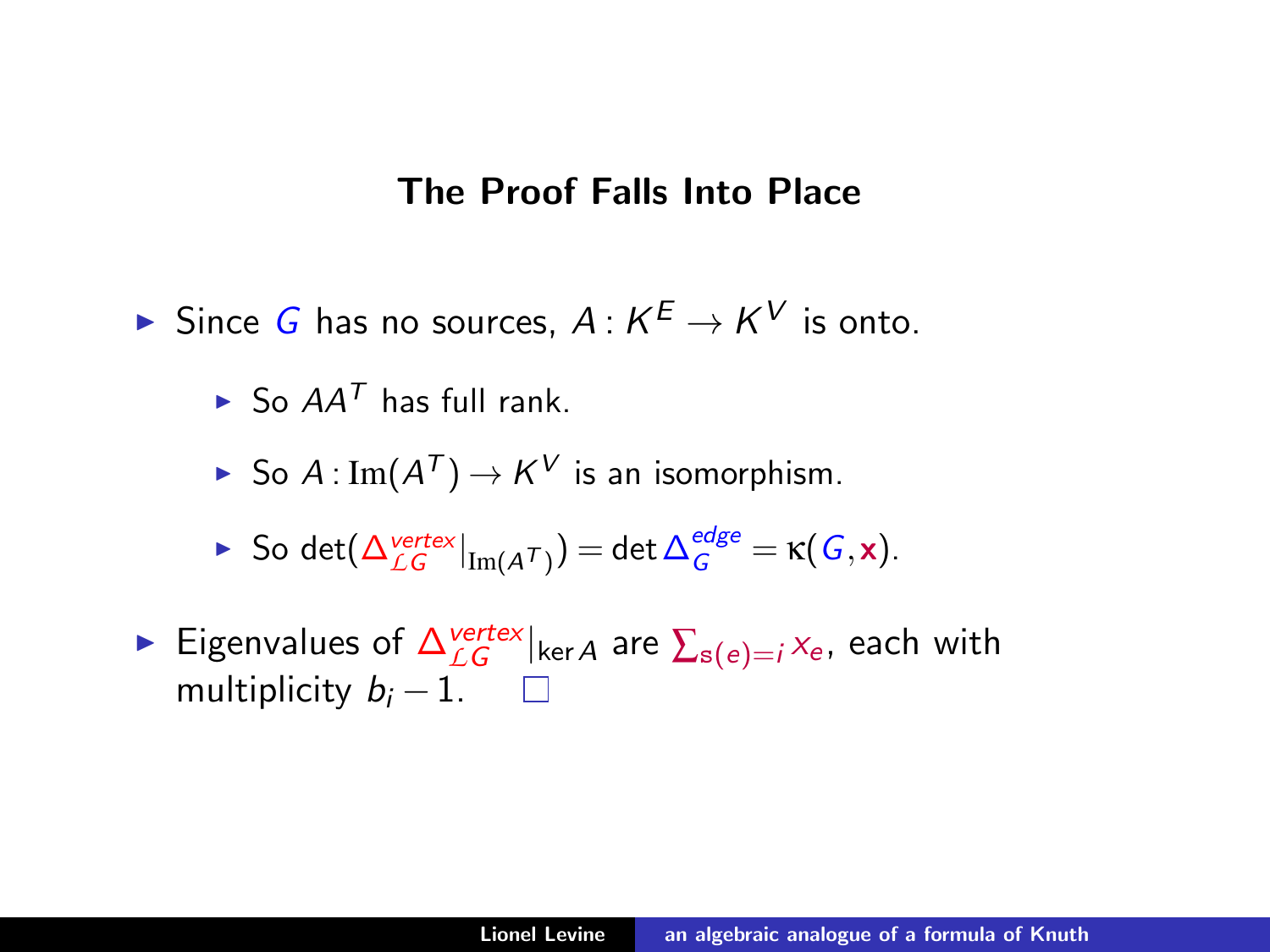## The Proof Falls Into Place

- Since $G$ has no sources, $A : K^E \to K^V$ is onto.
  - So $AA^T$ has full rank.
  - So $A : \mathrm{Im}(A^T) \to K^V$ is an isomorphism.
  - So $\det(\Delta^{vertex}_{\mathcal{L}G}|_{\mathrm{Im}(A^T)}) = \det \Delta^{edge}_{G} = \kappa(G, \mathbf{x})$.
- Eigenvalues of $\Delta^{vertex}_{\mathcal{L}G}|_{\ker A}$ are $\sum_{\mathtt{s}(e)=i} x_e$, each with multiplicity $b_i - 1$. □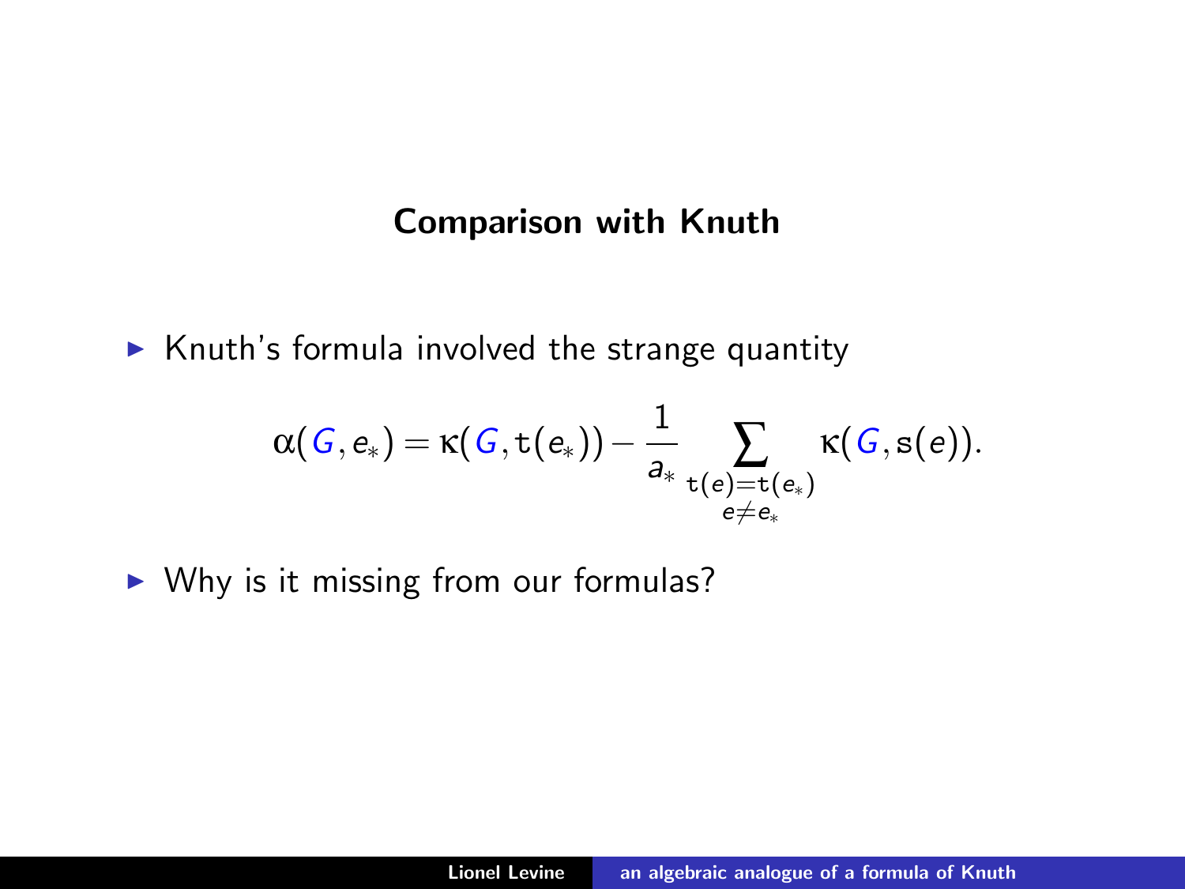## Comparison with Knuth

- Knuth's formula involved the strange quantity

$$\alpha(G, e_*) = \kappa(G, \mathtt{t}(e_*)) - \frac{1}{a_*} \sum_{\substack{\mathtt{t}(e)=\mathtt{t}(e_*) \\ e \neq e_*}} \kappa(G, \mathtt{s}(e)).$$

- Why is it missing from our formulas?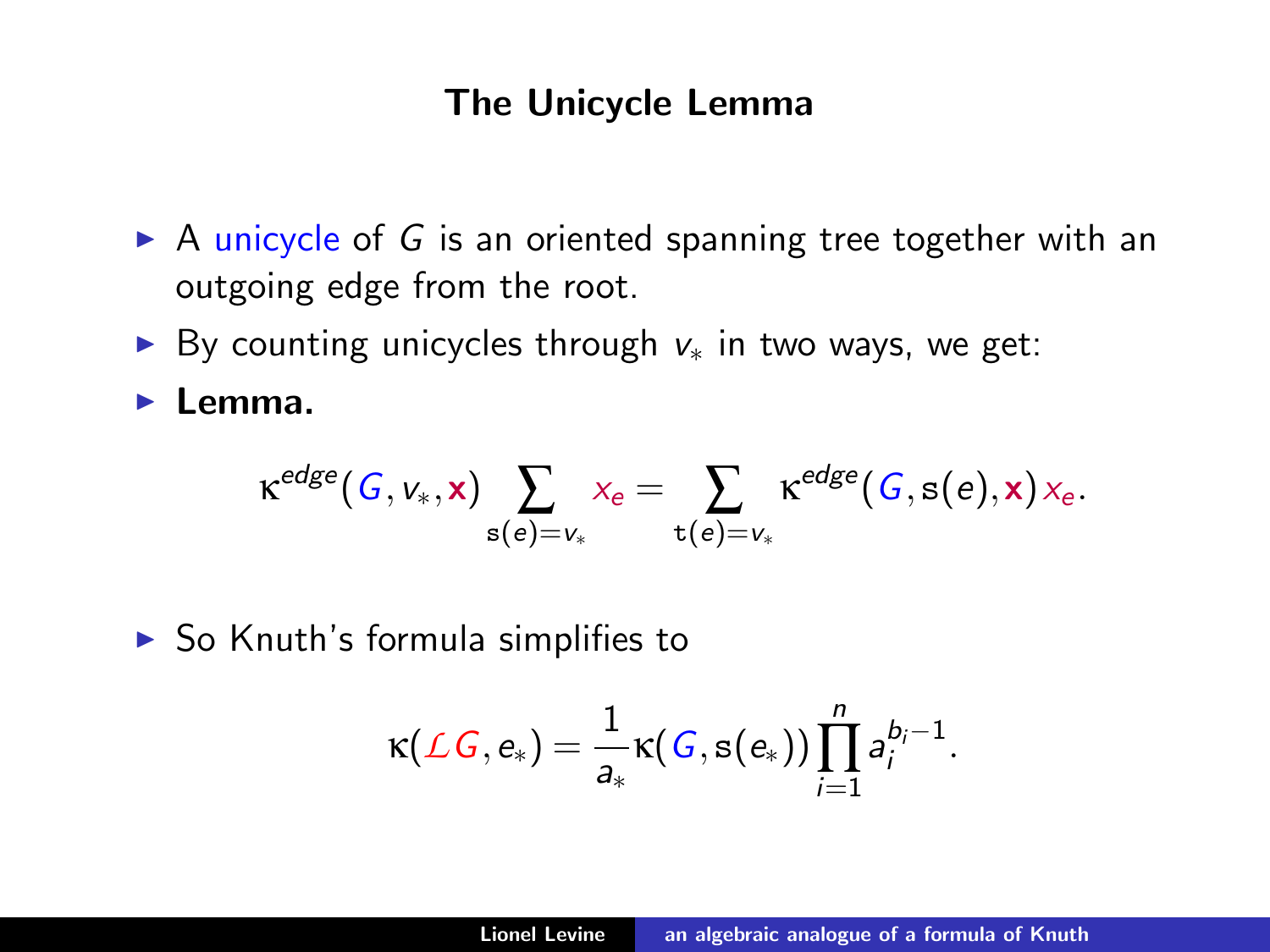# The Unicycle Lemma

- A unicycle of $G$ is an oriented spanning tree together with an outgoing edge from the root.
- By counting unicycles through $v_*$ in two ways, we get:
- **Lemma.**

$$\kappa^{edge}(G, v_*, \mathbf{x}) \sum_{\mathrm{s}(e)=v_*} x_e = \sum_{\mathrm{t}(e)=v_*} \kappa^{edge}(G, \mathrm{s}(e), \mathbf{x})\, x_e.$$

- So Knuth's formula simplifies to

$$\kappa(\mathcal{L}G, e_*) = \frac{1}{a_*} \kappa(G, \mathrm{s}(e_*)) \prod_{i=1}^{n} a_i^{b_i - 1}.$$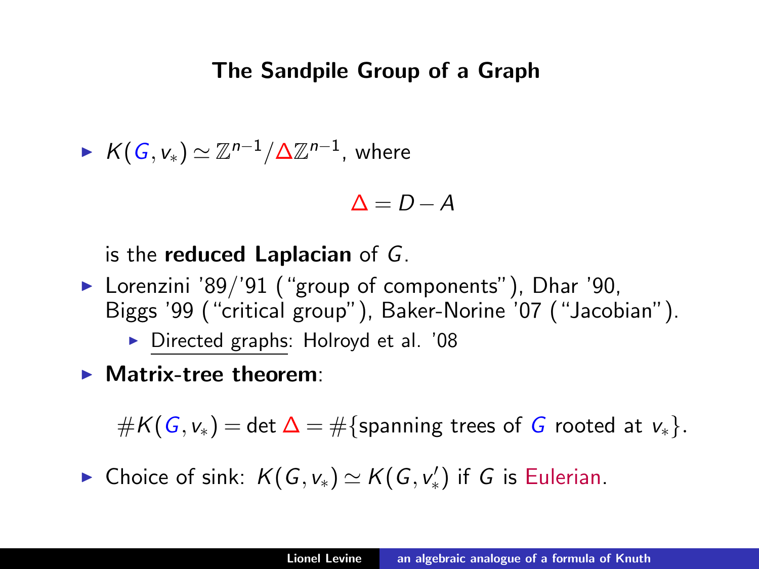## The Sandpile Group of a Graph

- $K(G, v_*) \simeq \mathbb{Z}^{n-1}/\Delta\mathbb{Z}^{n-1}$, where

$$\Delta = D - A$$

  is the **reduced Laplacian** of $G$.

- Lorenzini '89/'91 ("group of components"), Dhar '90, Biggs '99 ("critical group"), Baker-Norine '07 ("Jacobian").
  - Directed graphs: Holroyd et al. '08

- **Matrix-tree theorem**:

$$\#K(G, v_*) = \det \Delta = \#\{\text{spanning trees of } G \text{ rooted at } v_*\}.$$

- Choice of sink: $K(G, v_*) \simeq K(G, v'_*)$ if $G$ is Eulerian.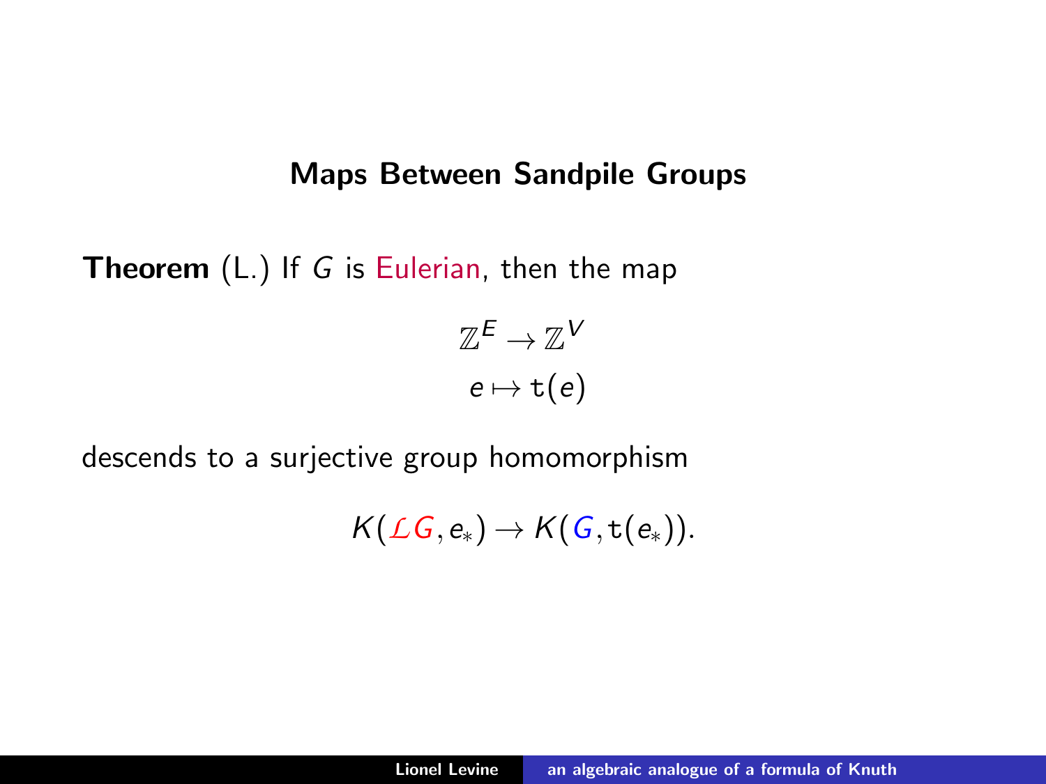## Maps Between Sandpile Groups

**Theorem** (L.) If $G$ is Eulerian, then the map

$$\mathbb{Z}^E \to \mathbb{Z}^V$$
$$e \mapsto \mathtt{t}(e)$$

descends to a surjective group homomorphism

$$K(\mathcal{L}G, e_*) \to K(G, \mathtt{t}(e_*)).$$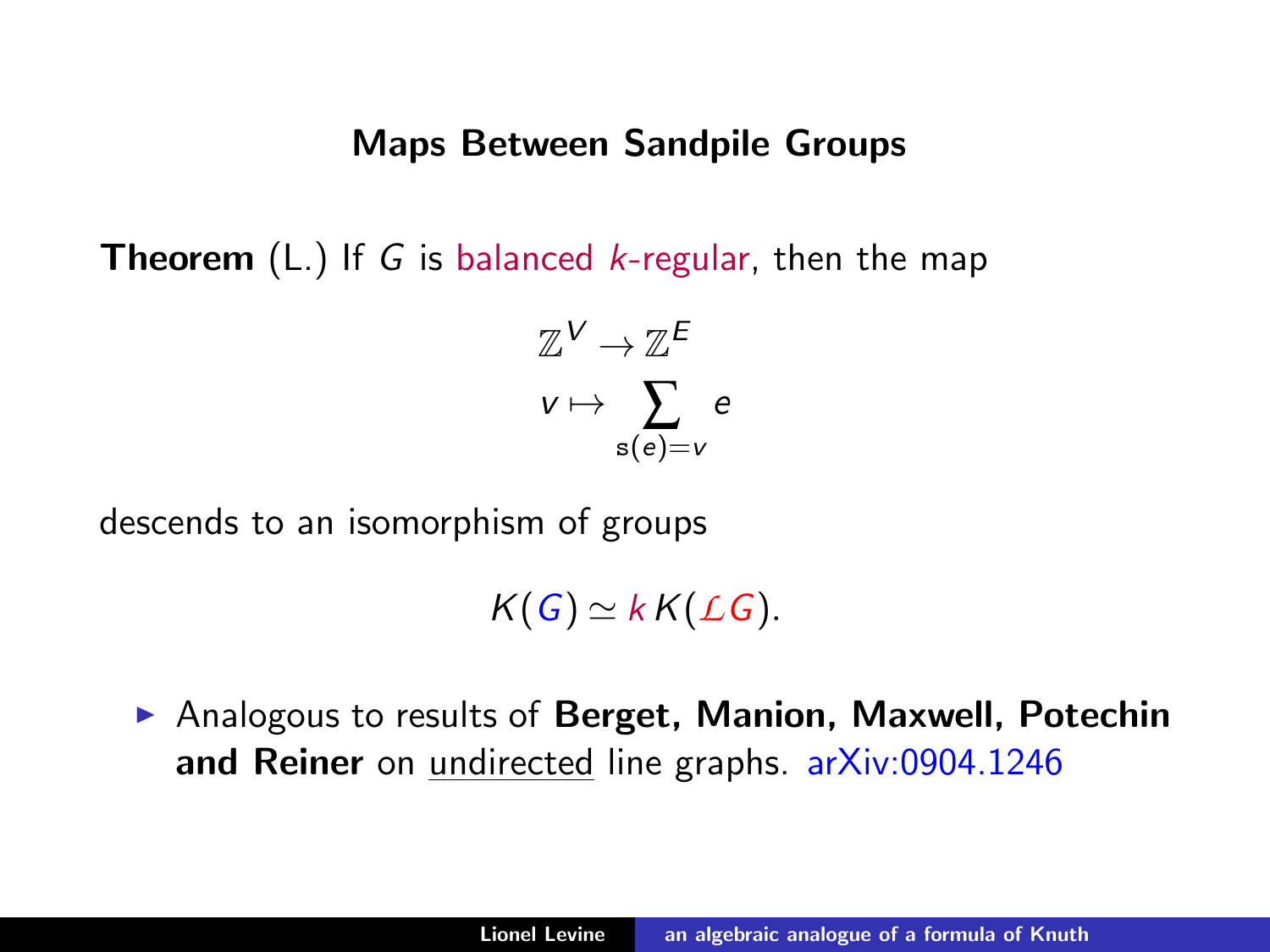## Maps Between Sandpile Groups

**Theorem** (L.) If $G$ is balanced $k$-regular, then the map

$$\mathbb{Z}^V \to \mathbb{Z}^E$$
$$v \mapsto \sum_{\mathtt{s}(e)=v} e$$

descends to an isomorphism of groups

$$K(G) \simeq k\, K(\mathcal{L}G).$$

- Analogous to results of **Berget, Manion, Maxwell, Potechin and Reiner** on undirected line graphs. arXiv:0904.1246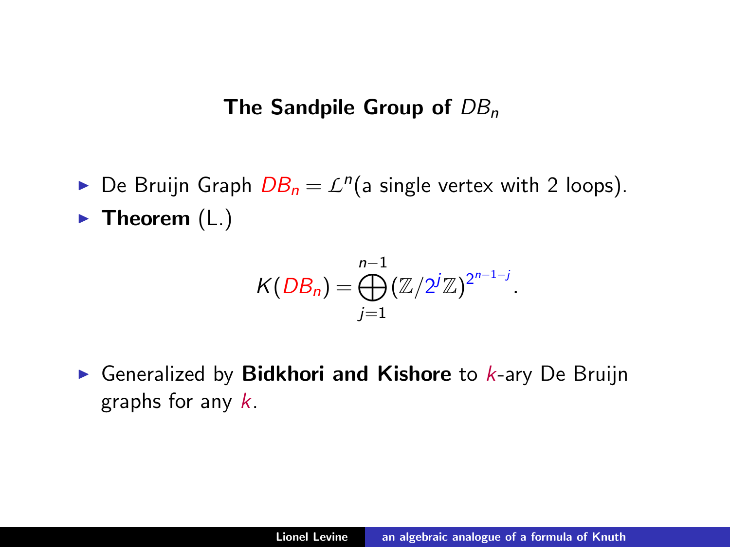## The Sandpile Group of $DB_n$

- De Bruijn Graph $DB_n = \mathcal{L}^n$(a single vertex with 2 loops).
- **Theorem** (L.)

$$K(DB_n) = \bigoplus_{j=1}^{n-1} (\mathbb{Z}/2^j\mathbb{Z})^{2^{n-1-j}}.$$

- Generalized by **Bidkhori and Kishore** to $k$-ary De Bruijn graphs for any $k$.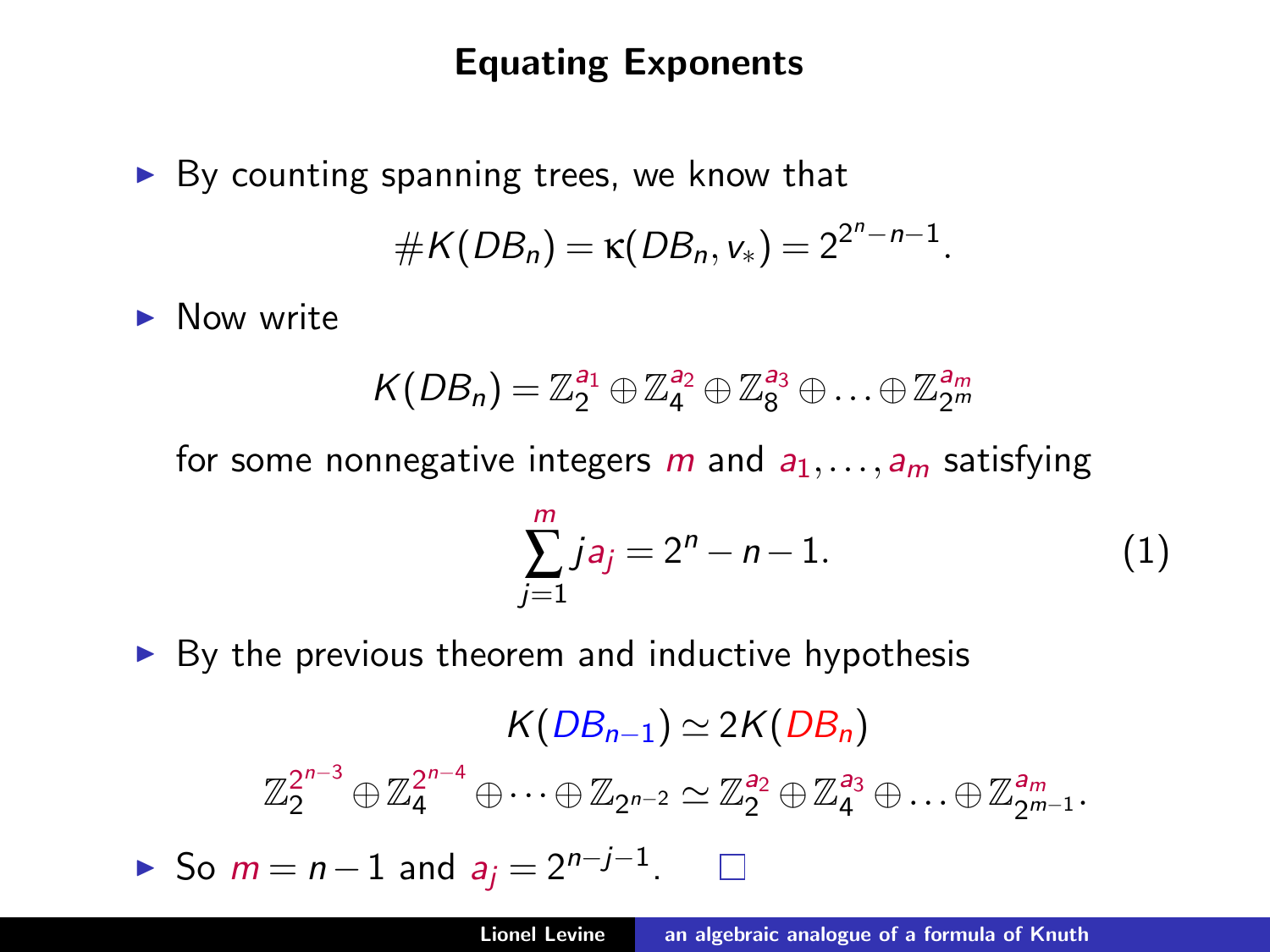# Equating Exponents

- By counting spanning trees, we know that

$$\#K(DB_n) = \kappa(DB_n, v_*) = 2^{2^n - n - 1}.$$

- Now write

$$K(DB_n) = \mathbb{Z}_2^{a_1} \oplus \mathbb{Z}_4^{a_2} \oplus \mathbb{Z}_8^{a_3} \oplus \ldots \oplus \mathbb{Z}_{2^m}^{a_m}$$

for some nonnegative integers $m$ and $a_1, \ldots, a_m$ satisfying

$$\sum_{j=1}^{m} j a_j = 2^n - n - 1. \tag{1}$$

- By the previous theorem and inductive hypothesis

$$K(DB_{n-1}) \simeq 2K(DB_n)$$

$$\mathbb{Z}_2^{2^{n-3}} \oplus \mathbb{Z}_4^{2^{n-4}} \oplus \cdots \oplus \mathbb{Z}_{2^{n-2}} \simeq \mathbb{Z}_2^{a_2} \oplus \mathbb{Z}_4^{a_3} \oplus \ldots \oplus \mathbb{Z}_{2^{m-1}}^{a_m}.$$

- So $m = n - 1$ and $a_j = 2^{n-j-1}$. □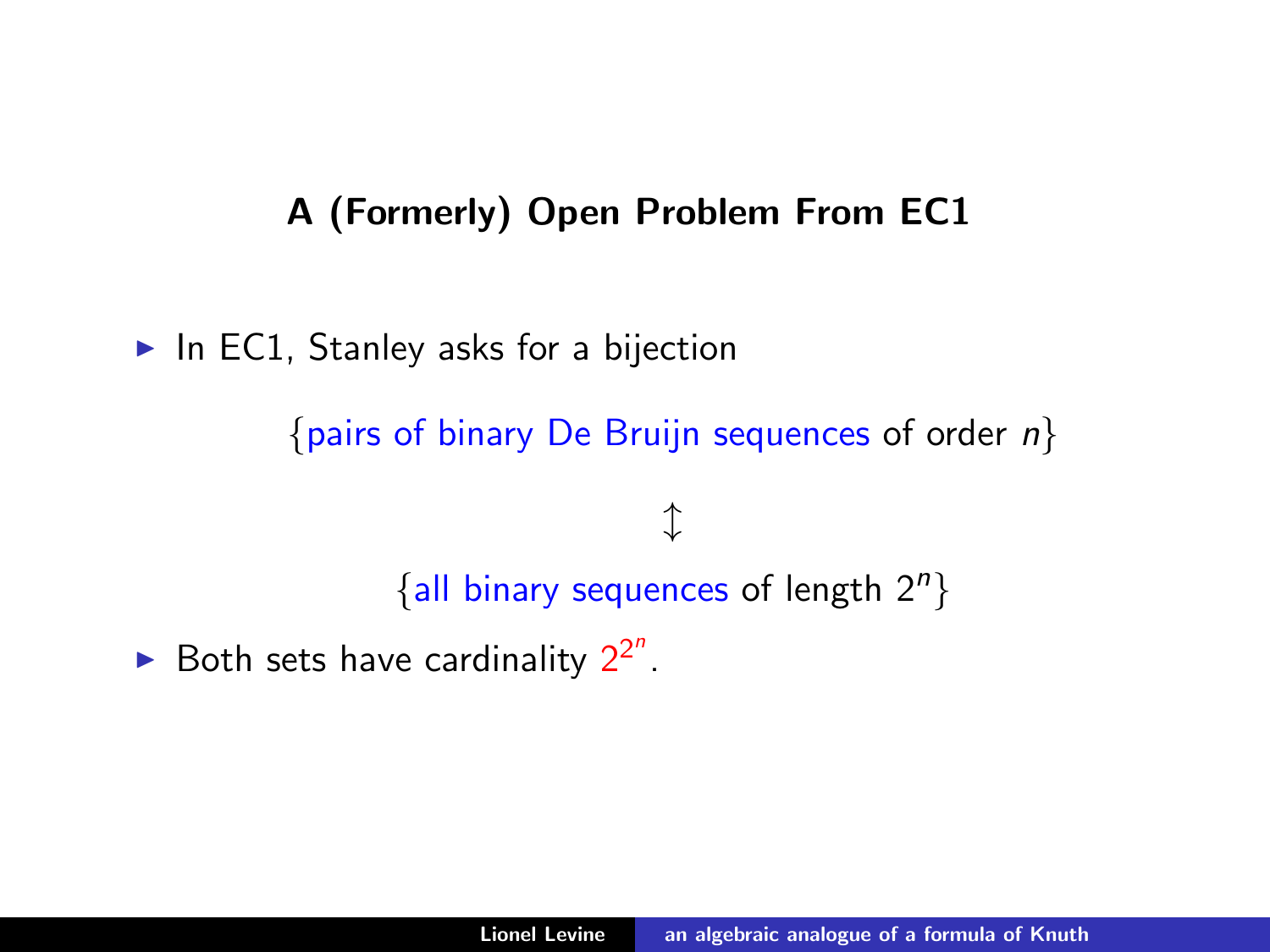## A (Formerly) Open Problem From EC1

- In EC1, Stanley asks for a bijection

$$\{\text{pairs of binary De Bruijn sequences of order } n\}$$

$$\updownarrow$$

$$\{\text{all binary sequences of length } 2^n\}$$

- Both sets have cardinality $2^{2^n}$.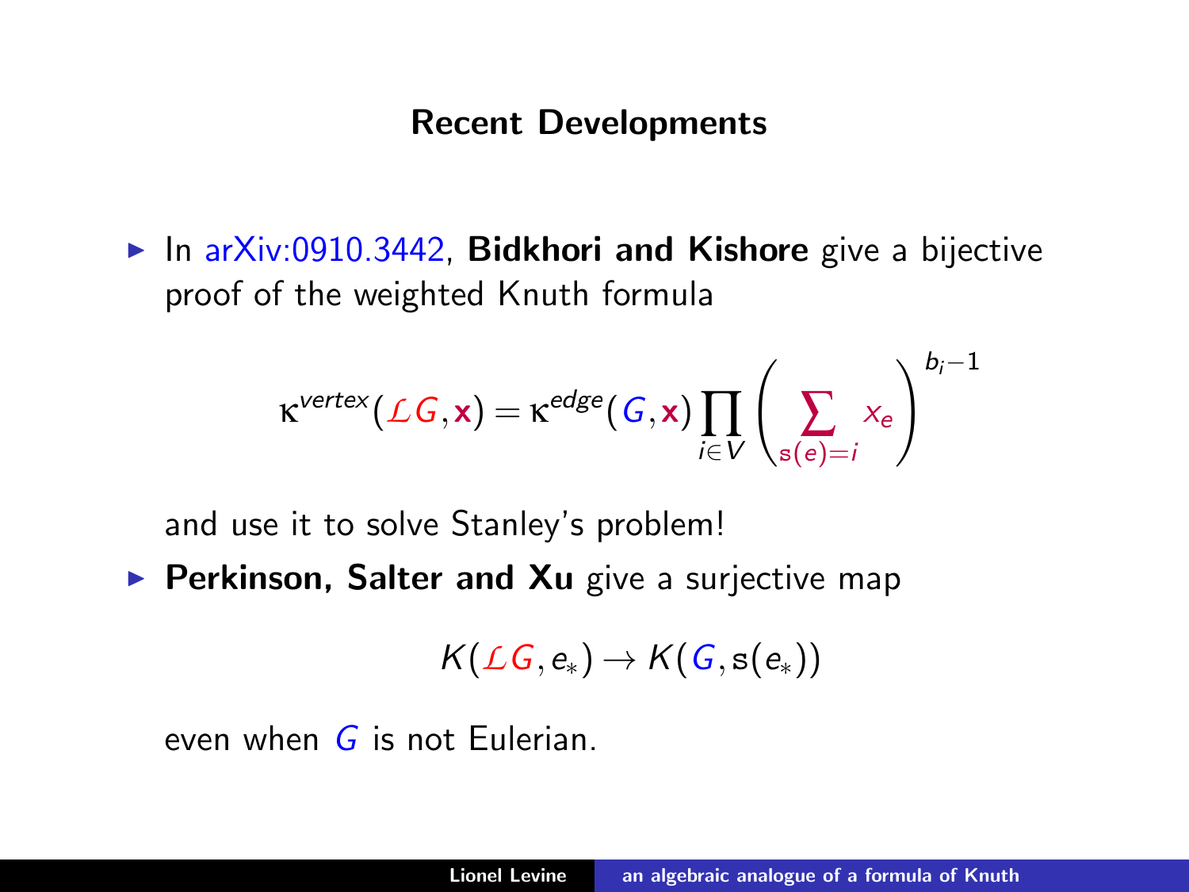## Recent Developments

- In arXiv:0910.3442, **Bidkhori and Kishore** give a bijective proof of the weighted Knuth formula

$$\kappa^{vertex}(\mathcal{L}G, \mathbf{x}) = \kappa^{edge}(G, \mathbf{x}) \prod_{i \in V} \left( \sum_{\mathrm{s}(e)=i} x_e \right)^{b_i - 1}$$

  and use it to solve Stanley's problem!

- **Perkinson, Salter and Xu** give a surjective map

$$K(\mathcal{L}G, e_*) \to K(G, \mathrm{s}(e_*))$$

  even when $G$ is not Eulerian.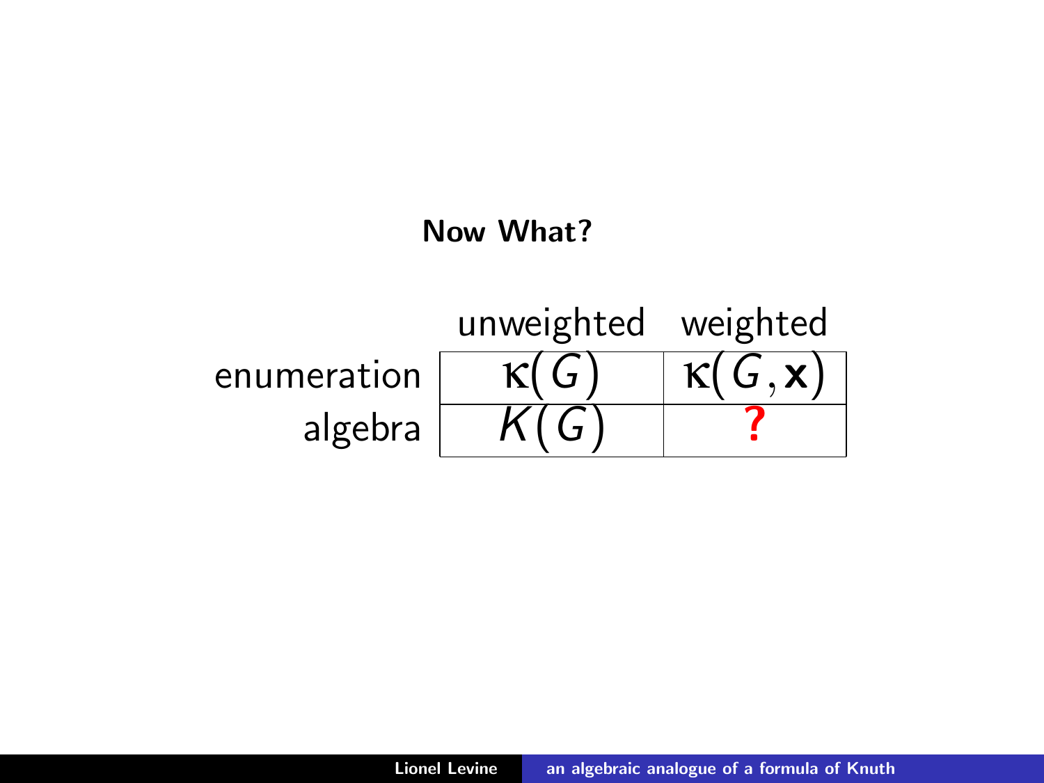## Now What?

| | unweighted | weighted |
|---|---|---|
| enumeration | $\kappa(G)$ | $\kappa(G, \mathbf{x})$ |
| algebra | $K(G)$ | **?** |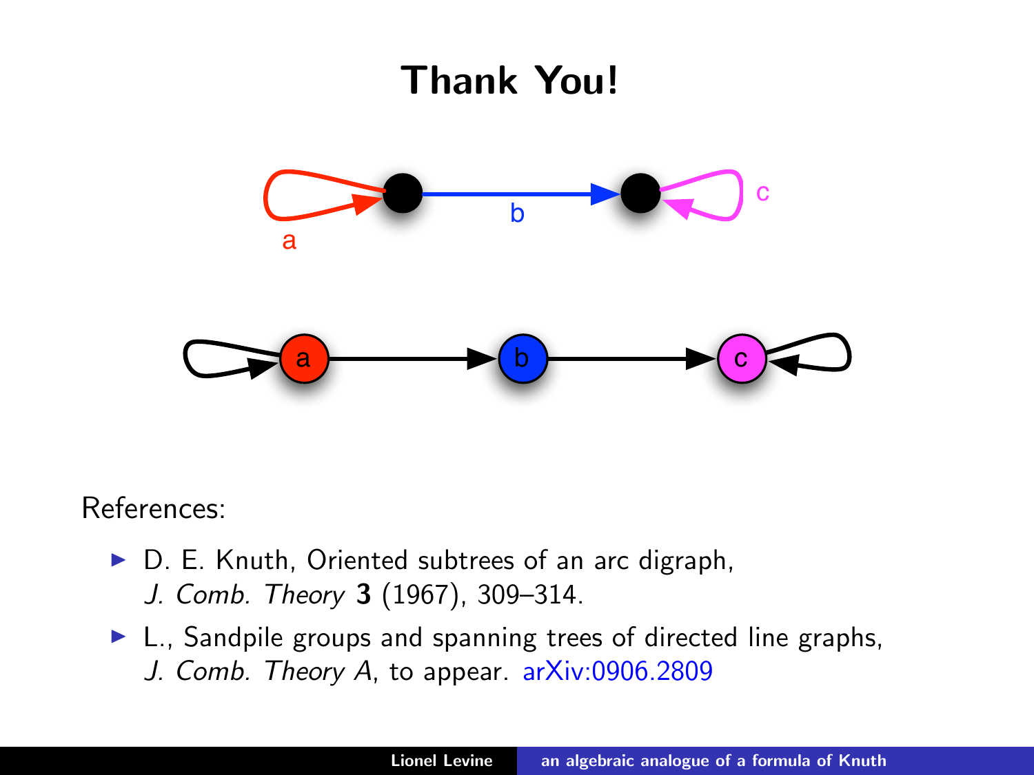# Thank You!

a

b

c

a

b

c

References:

- D. E. Knuth, Oriented subtrees of an arc digraph, *J. Comb. Theory* **3** (1967), 309–314.
- L., Sandpile groups and spanning trees of directed line graphs, *J. Comb. Theory A*, to appear. arXiv:0906.2809